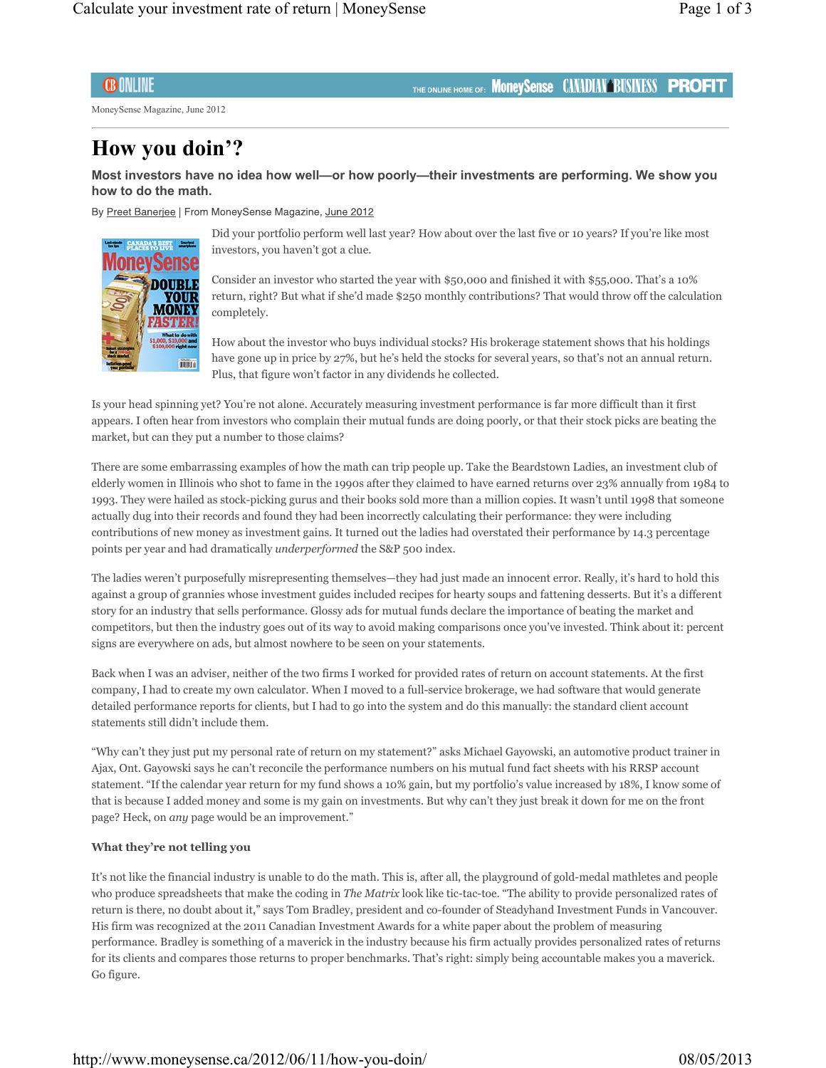MoneySense Magazine, June 2012

# How you doin'?

**Most investors have no idea how well—or how poorly—their investments are performing. We show you how to do the math.**

By Preet Banerjee | From MoneySense Magazine, June 2012

Did your portfolio perform well last year? How about over the last five or 10 years? If you're like most investors, you haven't got a clue.

Consider an investor who started the year with $50,000 and finished it with $55,000. That's a 10% return, right? But what if she'd made $250 monthly contributions? That would throw off the calculation completely.

How about the investor who buys individual stocks? His brokerage statement shows that his holdings have gone up in price by 27%, but he's held the stocks for several years, so that's not an annual return. Plus, that figure won't factor in any dividends he collected.

Is your head spinning yet? You're not alone. Accurately measuring investment performance is far more difficult than it first appears. I often hear from investors who complain their mutual funds are doing poorly, or that their stock picks are beating the market, but can they put a number to those claims?

There are some embarrassing examples of how the math can trip people up. Take the Beardstown Ladies, an investment club of elderly women in Illinois who shot to fame in the 1990s after they claimed to have earned returns over 23% annually from 1984 to 1993. They were hailed as stock-picking gurus and their books sold more than a million copies. It wasn't until 1998 that someone actually dug into their records and found they had been incorrectly calculating their performance: they were including contributions of new money as investment gains. It turned out the ladies had overstated their performance by 14.3 percentage points per year and had dramatically *underperformed* the S&P 500 index.

The ladies weren't purposefully misrepresenting themselves—they had just made an innocent error. Really, it's hard to hold this against a group of grannies whose investment guides included recipes for hearty soups and fattening desserts. But it's a different story for an industry that sells performance. Glossy ads for mutual funds declare the importance of beating the market and competitors, but then the industry goes out of its way to avoid making comparisons once you've invested. Think about it: percent signs are everywhere on ads, but almost nowhere to be seen on your statements.

Back when I was an adviser, neither of the two firms I worked for provided rates of return on account statements. At the first company, I had to create my own calculator. When I moved to a full-service brokerage, we had software that would generate detailed performance reports for clients, but I had to go into the system and do this manually: the standard client account statements still didn't include them.

"Why can't they just put my personal rate of return on my statement?" asks Michael Gayowski, an automotive product trainer in Ajax, Ont. Gayowski says he can't reconcile the performance numbers on his mutual fund fact sheets with his RRSP account statement. "If the calendar year return for my fund shows a 10% gain, but my portfolio's value increased by 18%, I know some of that is because I added money and some is my gain on investments. But why can't they just break it down for me on the front page? Heck, on *any* page would be an improvement."

### What they're not telling you

It's not like the financial industry is unable to do the math. This is, after all, the playground of gold-medal mathletes and people who produce spreadsheets that make the coding in *The Matrix* look like tic-tac-toe. "The ability to provide personalized rates of return is there, no doubt about it," says Tom Bradley, president and co-founder of Steadyhand Investment Funds in Vancouver. His firm was recognized at the 2011 Canadian Investment Awards for a white paper about the problem of measuring performance. Bradley is something of a maverick in the industry because his firm actually provides personalized rates of returns for its clients and compares those returns to proper benchmarks. That's right: simply being accountable makes you a maverick. Go figure.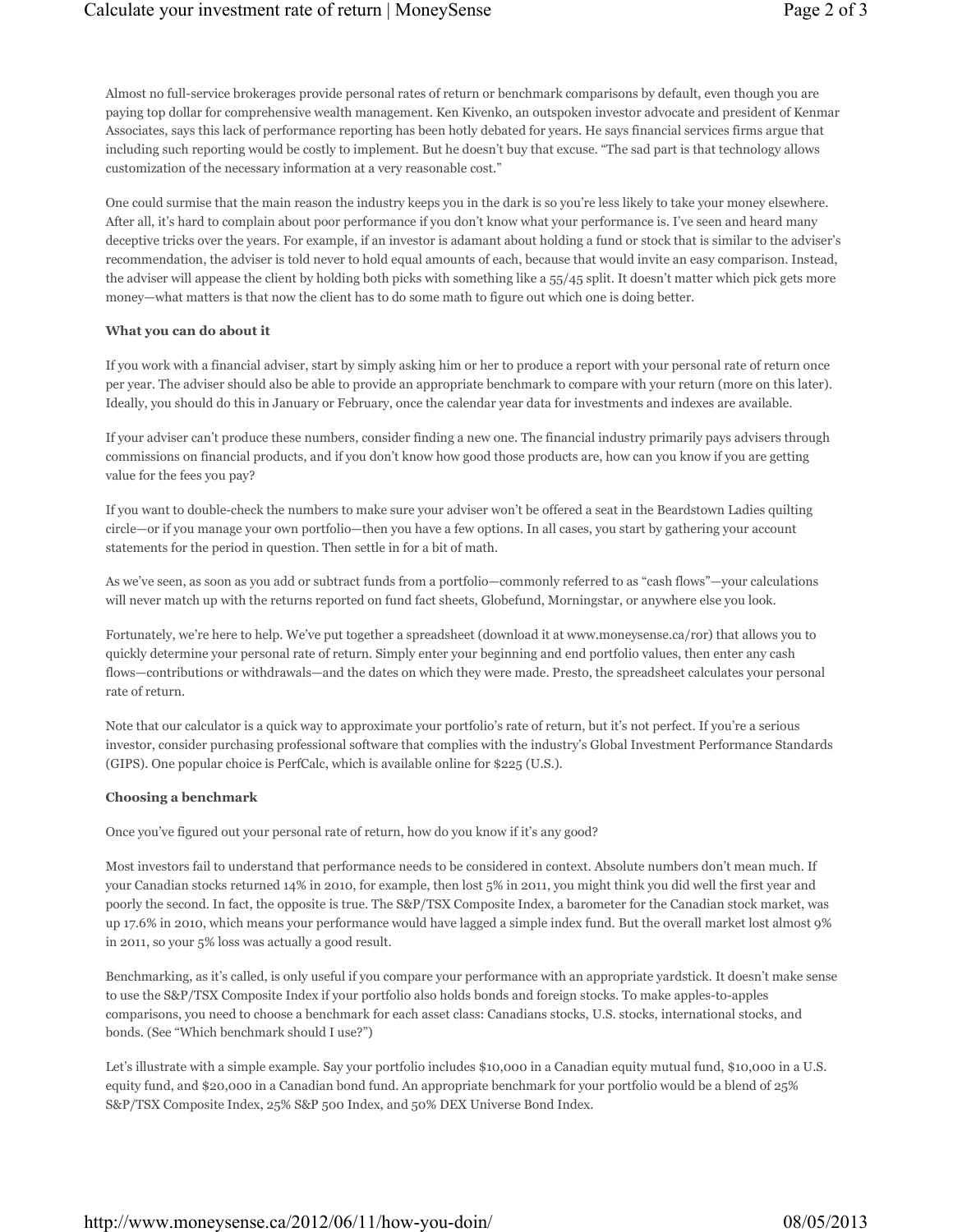Almost no full-service brokerages provide personal rates of return or benchmark comparisons by default, even though you are paying top dollar for comprehensive wealth management. Ken Kivenko, an outspoken investor advocate and president of Kenmar Associates, says this lack of performance reporting has been hotly debated for years. He says financial services firms argue that including such reporting would be costly to implement. But he doesn't buy that excuse. "The sad part is that technology allows customization of the necessary information at a very reasonable cost."

One could surmise that the main reason the industry keeps you in the dark is so you're less likely to take your money elsewhere. After all, it's hard to complain about poor performance if you don't know what your performance is. I've seen and heard many deceptive tricks over the years. For example, if an investor is adamant about holding a fund or stock that is similar to the adviser's recommendation, the adviser is told never to hold equal amounts of each, because that would invite an easy comparison. Instead, the adviser will appease the client by holding both picks with something like a 55/45 split. It doesn't matter which pick gets more money—what matters is that now the client has to do some math to figure out which one is doing better.

**What you can do about it**

If you work with a financial adviser, start by simply asking him or her to produce a report with your personal rate of return once per year. The adviser should also be able to provide an appropriate benchmark to compare with your return (more on this later). Ideally, you should do this in January or February, once the calendar year data for investments and indexes are available.

If your adviser can't produce these numbers, consider finding a new one. The financial industry primarily pays advisers through commissions on financial products, and if you don't know how good those products are, how can you know if you are getting value for the fees you pay?

If you want to double-check the numbers to make sure your adviser won't be offered a seat in the Beardstown Ladies quilting circle—or if you manage your own portfolio—then you have a few options. In all cases, you start by gathering your account statements for the period in question. Then settle in for a bit of math.

As we've seen, as soon as you add or subtract funds from a portfolio—commonly referred to as "cash flows"—your calculations will never match up with the returns reported on fund fact sheets, Globefund, Morningstar, or anywhere else you look.

Fortunately, we're here to help. We've put together a spreadsheet (download it at www.moneysense.ca/ror) that allows you to quickly determine your personal rate of return. Simply enter your beginning and end portfolio values, then enter any cash flows—contributions or withdrawals—and the dates on which they were made. Presto, the spreadsheet calculates your personal rate of return.

Note that our calculator is a quick way to approximate your portfolio's rate of return, but it's not perfect. If you're a serious investor, consider purchasing professional software that complies with the industry's Global Investment Performance Standards (GIPS). One popular choice is PerfCalc, which is available online for $225 (U.S.).

**Choosing a benchmark**

Once you've figured out your personal rate of return, how do you know if it's any good?

Most investors fail to understand that performance needs to be considered in context. Absolute numbers don't mean much. If your Canadian stocks returned 14% in 2010, for example, then lost 5% in 2011, you might think you did well the first year and poorly the second. In fact, the opposite is true. The S&P/TSX Composite Index, a barometer for the Canadian stock market, was up 17.6% in 2010, which means your performance would have lagged a simple index fund. But the overall market lost almost 9% in 2011, so your 5% loss was actually a good result.

Benchmarking, as it's called, is only useful if you compare your performance with an appropriate yardstick. It doesn't make sense to use the S&P/TSX Composite Index if your portfolio also holds bonds and foreign stocks. To make apples-to-apples comparisons, you need to choose a benchmark for each asset class: Canadians stocks, U.S. stocks, international stocks, and bonds. (See "Which benchmark should I use?")

Let's illustrate with a simple example. Say your portfolio includes $10,000 in a Canadian equity mutual fund, $10,000 in a U.S. equity fund, and $20,000 in a Canadian bond fund. An appropriate benchmark for your portfolio would be a blend of 25% S&P/TSX Composite Index, 25% S&P 500 Index, and 50% DEX Universe Bond Index.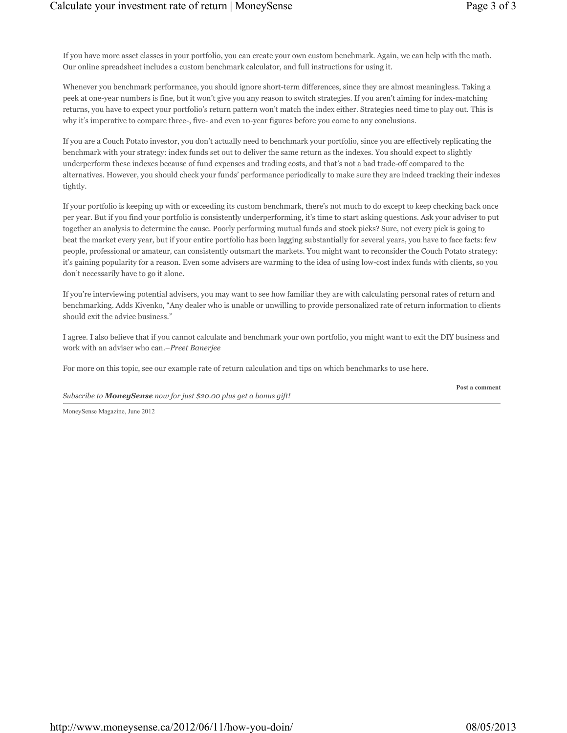If you have more asset classes in your portfolio, you can create your own custom benchmark. Again, we can help with the math. Our online spreadsheet includes a custom benchmark calculator, and full instructions for using it.

Whenever you benchmark performance, you should ignore short-term differences, since they are almost meaningless. Taking a peek at one-year numbers is fine, but it won't give you any reason to switch strategies. If you aren't aiming for index-matching returns, you have to expect your portfolio's return pattern won't match the index either. Strategies need time to play out. This is why it's imperative to compare three-, five- and even 10-year figures before you come to any conclusions.

If you are a Couch Potato investor, you don't actually need to benchmark your portfolio, since you are effectively replicating the benchmark with your strategy: index funds set out to deliver the same return as the indexes. You should expect to slightly underperform these indexes because of fund expenses and trading costs, and that's not a bad trade-off compared to the alternatives. However, you should check your funds' performance periodically to make sure they are indeed tracking their indexes tightly.

If your portfolio is keeping up with or exceeding its custom benchmark, there's not much to do except to keep checking back once per year. But if you find your portfolio is consistently underperforming, it's time to start asking questions. Ask your adviser to put together an analysis to determine the cause. Poorly performing mutual funds and stock picks? Sure, not every pick is going to beat the market every year, but if your entire portfolio has been lagging substantially for several years, you have to face facts: few people, professional or amateur, can consistently outsmart the markets. You might want to reconsider the Couch Potato strategy: it's gaining popularity for a reason. Even some advisers are warming to the idea of using low-cost index funds with clients, so you don't necessarily have to go it alone.

If you're interviewing potential advisers, you may want to see how familiar they are with calculating personal rates of return and benchmarking. Adds Kivenko, "Any dealer who is unable or unwilling to provide personalized rate of return information to clients should exit the advice business."

I agree. I also believe that if you cannot calculate and benchmark your own portfolio, you might want to exit the DIY business and work with an adviser who can.–*Preet Banerjee*

For more on this topic, see our example rate of return calculation and tips on which benchmarks to use here.

**Post a comment**

*Subscribe to **MoneySense** now for just $20.00 plus get a bonus gift!*

MoneySense Magazine, June 2012